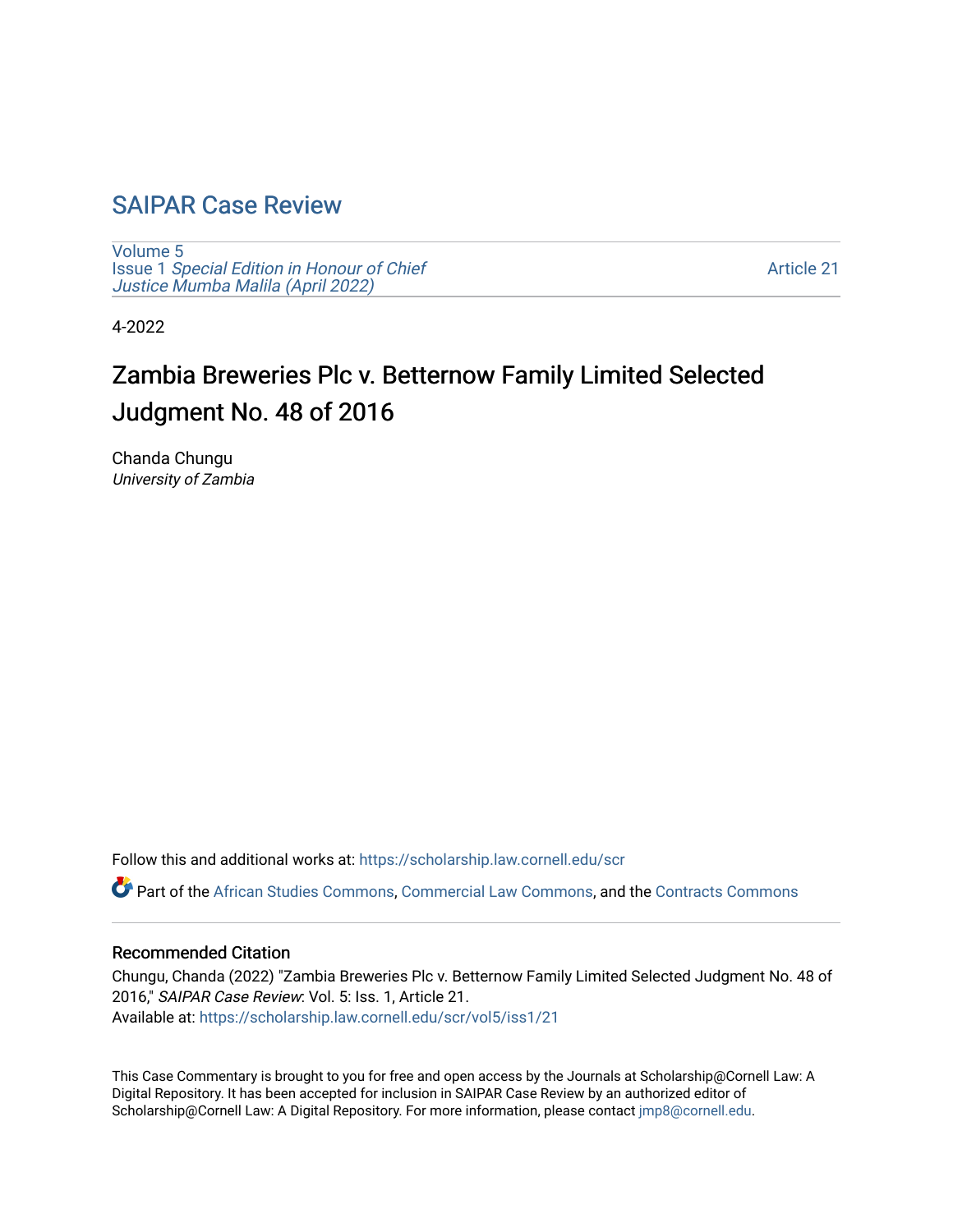# SAIPAR Case Review

Volume 5
Issue 1 *Special Edition in Honour of Chief Justice Mumba Malila (April 2022)*

Article 21

4-2022

## Zambia Breweries Plc v. Betternow Family Limited Selected Judgment No. 48 of 2016

Chanda Chungu
*University of Zambia*

Follow this and additional works at: https://scholarship.law.cornell.edu/scr

Part of the African Studies Commons, Commercial Law Commons, and the Contracts Commons

### Recommended Citation

Chungu, Chanda (2022) "Zambia Breweries Plc v. Betternow Family Limited Selected Judgment No. 48 of 2016," *SAIPAR Case Review*: Vol. 5: Iss. 1, Article 21.
Available at: https://scholarship.law.cornell.edu/scr/vol5/iss1/21

This Case Commentary is brought to you for free and open access by the Journals at Scholarship@Cornell Law: A Digital Repository. It has been accepted for inclusion in SAIPAR Case Review by an authorized editor of Scholarship@Cornell Law: A Digital Repository. For more information, please contact jmp8@cornell.edu.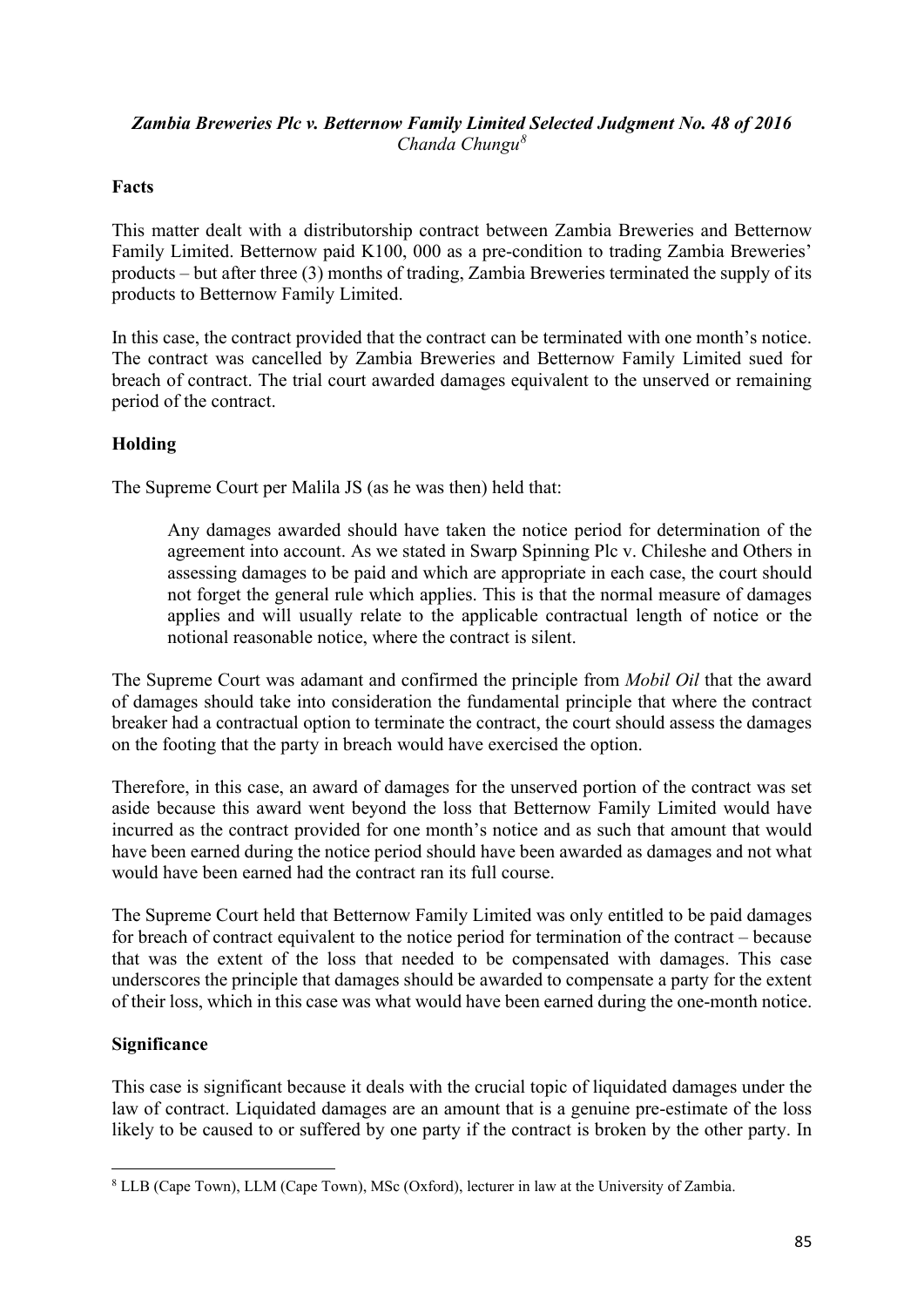### *Zambia Breweries Plc v. Betternow Family Limited Selected Judgment No. 48 of 2016*

*Chanda Chungu*[8]

**Facts**

This matter dealt with a distributorship contract between Zambia Breweries and Betternow Family Limited. Betternow paid K100, 000 as a pre-condition to trading Zambia Breweries' products – but after three (3) months of trading, Zambia Breweries terminated the supply of its products to Betternow Family Limited.

In this case, the contract provided that the contract can be terminated with one month's notice. The contract was cancelled by Zambia Breweries and Betternow Family Limited sued for breach of contract. The trial court awarded damages equivalent to the unserved or remaining period of the contract.

**Holding**

The Supreme Court per Malila JS (as he was then) held that:

> Any damages awarded should have taken the notice period for determination of the agreement into account. As we stated in Swarp Spinning Plc v. Chileshe and Others in assessing damages to be paid and which are appropriate in each case, the court should not forget the general rule which applies. This is that the normal measure of damages applies and will usually relate to the applicable contractual length of notice or the notional reasonable notice, where the contract is silent.

The Supreme Court was adamant and confirmed the principle from *Mobil Oil* that the award of damages should take into consideration the fundamental principle that where the contract breaker had a contractual option to terminate the contract, the court should assess the damages on the footing that the party in breach would have exercised the option.

Therefore, in this case, an award of damages for the unserved portion of the contract was set aside because this award went beyond the loss that Betternow Family Limited would have incurred as the contract provided for one month's notice and as such that amount that would have been earned during the notice period should have been awarded as damages and not what would have been earned had the contract ran its full course.

The Supreme Court held that Betternow Family Limited was only entitled to be paid damages for breach of contract equivalent to the notice period for termination of the contract – because that was the extent of the loss that needed to be compensated with damages. This case underscores the principle that damages should be awarded to compensate a party for the extent of their loss, which in this case was what would have been earned during the one-month notice.

**Significance**

This case is significant because it deals with the crucial topic of liquidated damages under the law of contract. Liquidated damages are an amount that is a genuine pre-estimate of the loss likely to be caused to or suffered by one party if the contract is broken by the other party. In

[8] LLB (Cape Town), LLM (Cape Town), MSc (Oxford), lecturer in law at the University of Zambia.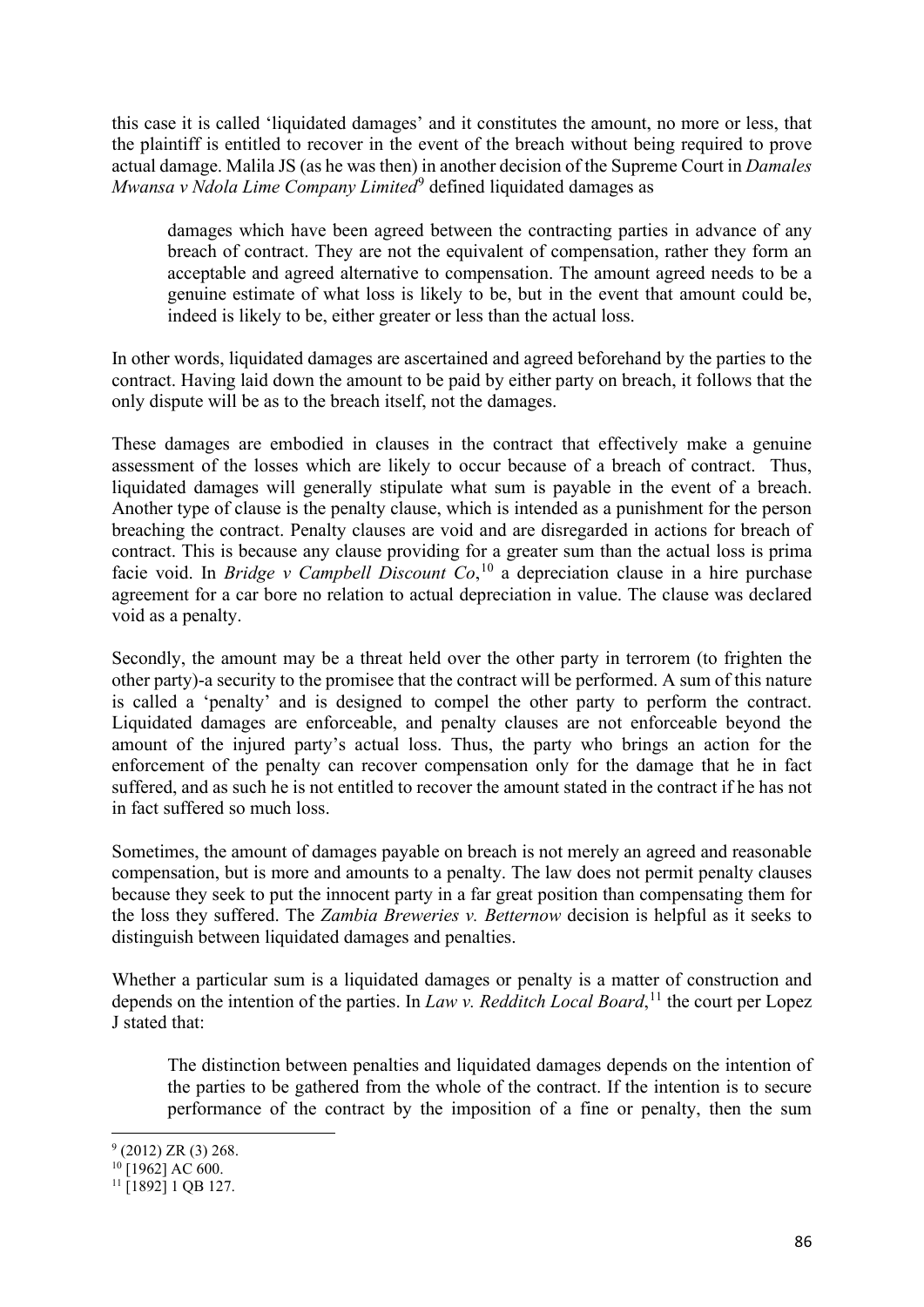this case it is called 'liquidated damages' and it constitutes the amount, no more or less, that the plaintiff is entitled to recover in the event of the breach without being required to prove actual damage. Malila JS (as he was then) in another decision of the Supreme Court in *Damales Mwansa v Ndola Lime Company Limited*[9] defined liquidated damages as

> damages which have been agreed between the contracting parties in advance of any breach of contract. They are not the equivalent of compensation, rather they form an acceptable and agreed alternative to compensation. The amount agreed needs to be a genuine estimate of what loss is likely to be, but in the event that amount could be, indeed is likely to be, either greater or less than the actual loss.

In other words, liquidated damages are ascertained and agreed beforehand by the parties to the contract. Having laid down the amount to be paid by either party on breach, it follows that the only dispute will be as to the breach itself, not the damages.

These damages are embodied in clauses in the contract that effectively make a genuine assessment of the losses which are likely to occur because of a breach of contract. Thus, liquidated damages will generally stipulate what sum is payable in the event of a breach. Another type of clause is the penalty clause, which is intended as a punishment for the person breaching the contract. Penalty clauses are void and are disregarded in actions for breach of contract. This is because any clause providing for a greater sum than the actual loss is prima facie void. In *Bridge v Campbell Discount Co*,[10] a depreciation clause in a hire purchase agreement for a car bore no relation to actual depreciation in value. The clause was declared void as a penalty.

Secondly, the amount may be a threat held over the other party in terrorem (to frighten the other party)-a security to the promisee that the contract will be performed. A sum of this nature is called a 'penalty' and is designed to compel the other party to perform the contract. Liquidated damages are enforceable, and penalty clauses are not enforceable beyond the amount of the injured party's actual loss. Thus, the party who brings an action for the enforcement of the penalty can recover compensation only for the damage that he in fact suffered, and as such he is not entitled to recover the amount stated in the contract if he has not in fact suffered so much loss.

Sometimes, the amount of damages payable on breach is not merely an agreed and reasonable compensation, but is more and amounts to a penalty. The law does not permit penalty clauses because they seek to put the innocent party in a far great position than compensating them for the loss they suffered. The *Zambia Breweries v. Betternow* decision is helpful as it seeks to distinguish between liquidated damages and penalties.

Whether a particular sum is a liquidated damages or penalty is a matter of construction and depends on the intention of the parties. In *Law v. Redditch Local Board*,[11] the court per Lopez J stated that:

> The distinction between penalties and liquidated damages depends on the intention of the parties to be gathered from the whole of the contract. If the intention is to secure performance of the contract by the imposition of a fine or penalty, then the sum

---

[9] (2012) ZR (3) 268.

[10] [1962] AC 600.

[11] [1892] 1 QB 127.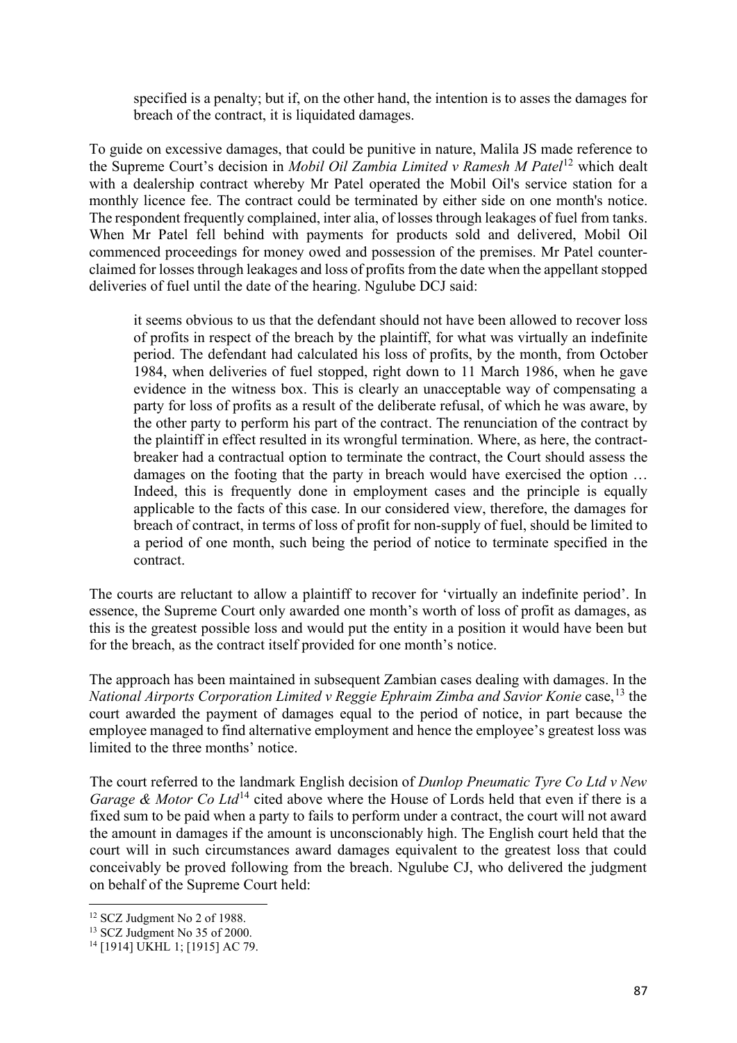> specified is a penalty; but if, on the other hand, the intention is to asses the damages for breach of the contract, it is liquidated damages.

To guide on excessive damages, that could be punitive in nature, Malila JS made reference to the Supreme Court's decision in *Mobil Oil Zambia Limited v Ramesh M Patel*[12] which dealt with a dealership contract whereby Mr Patel operated the Mobil Oil's service station for a monthly licence fee. The contract could be terminated by either side on one month's notice. The respondent frequently complained, inter alia, of losses through leakages of fuel from tanks. When Mr Patel fell behind with payments for products sold and delivered, Mobil Oil commenced proceedings for money owed and possession of the premises. Mr Patel counter-claimed for losses through leakages and loss of profits from the date when the appellant stopped deliveries of fuel until the date of the hearing. Ngulube DCJ said:

> it seems obvious to us that the defendant should not have been allowed to recover loss of profits in respect of the breach by the plaintiff, for what was virtually an indefinite period. The defendant had calculated his loss of profits, by the month, from October 1984, when deliveries of fuel stopped, right down to 11 March 1986, when he gave evidence in the witness box. This is clearly an unacceptable way of compensating a party for loss of profits as a result of the deliberate refusal, of which he was aware, by the other party to perform his part of the contract. The renunciation of the contract by the plaintiff in effect resulted in its wrongful termination. Where, as here, the contract-breaker had a contractual option to terminate the contract, the Court should assess the damages on the footing that the party in breach would have exercised the option … Indeed, this is frequently done in employment cases and the principle is equally applicable to the facts of this case. In our considered view, therefore, the damages for breach of contract, in terms of loss of profit for non-supply of fuel, should be limited to a period of one month, such being the period of notice to terminate specified in the contract.

The courts are reluctant to allow a plaintiff to recover for 'virtually an indefinite period'. In essence, the Supreme Court only awarded one month's worth of loss of profit as damages, as this is the greatest possible loss and would put the entity in a position it would have been but for the breach, as the contract itself provided for one month's notice.

The approach has been maintained in subsequent Zambian cases dealing with damages. In the *National Airports Corporation Limited v Reggie Ephraim Zimba and Savior Konie* case,[13] the court awarded the payment of damages equal to the period of notice, in part because the employee managed to find alternative employment and hence the employee's greatest loss was limited to the three months' notice.

The court referred to the landmark English decision of *Dunlop Pneumatic Tyre Co Ltd v New Garage & Motor Co Ltd*[14] cited above where the House of Lords held that even if there is a fixed sum to be paid when a party to fails to perform under a contract, the court will not award the amount in damages if the amount is unconscionably high. The English court held that the court will in such circumstances award damages equivalent to the greatest loss that could conceivably be proved following from the breach. Ngulube CJ, who delivered the judgment on behalf of the Supreme Court held:

---

[12] SCZ Judgment No 2 of 1988.

[13] SCZ Judgment No 35 of 2000.

[14] [1914] UKHL 1; [1915] AC 79.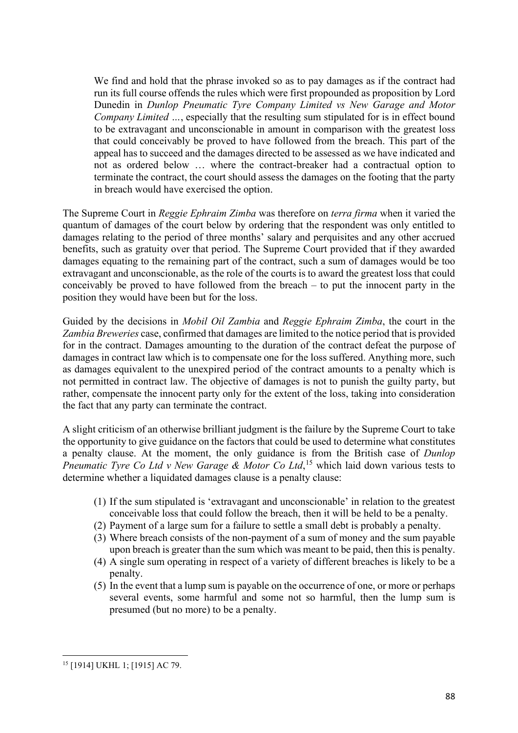> We find and hold that the phrase invoked so as to pay damages as if the contract had run its full course offends the rules which were first propounded as proposition by Lord Dunedin in *Dunlop Pneumatic Tyre Company Limited vs New Garage and Motor Company Limited* …, especially that the resulting sum stipulated for is in effect bound to be extravagant and unconscionable in amount in comparison with the greatest loss that could conceivably be proved to have followed from the breach. This part of the appeal has to succeed and the damages directed to be assessed as we have indicated and not as ordered below … where the contract-breaker had a contractual option to terminate the contract, the court should assess the damages on the footing that the party in breach would have exercised the option.

The Supreme Court in *Reggie Ephraim Zimba* was therefore on *terra firma* when it varied the quantum of damages of the court below by ordering that the respondent was only entitled to damages relating to the period of three months' salary and perquisites and any other accrued benefits, such as gratuity over that period. The Supreme Court provided that if they awarded damages equating to the remaining part of the contract, such a sum of damages would be too extravagant and unconscionable, as the role of the courts is to award the greatest loss that could conceivably be proved to have followed from the breach – to put the innocent party in the position they would have been but for the loss.

Guided by the decisions in *Mobil Oil Zambia* and *Reggie Ephraim Zimba*, the court in the *Zambia Breweries* case, confirmed that damages are limited to the notice period that is provided for in the contract. Damages amounting to the duration of the contract defeat the purpose of damages in contract law which is to compensate one for the loss suffered. Anything more, such as damages equivalent to the unexpired period of the contract amounts to a penalty which is not permitted in contract law. The objective of damages is not to punish the guilty party, but rather, compensate the innocent party only for the extent of the loss, taking into consideration the fact that any party can terminate the contract.

A slight criticism of an otherwise brilliant judgment is the failure by the Supreme Court to take the opportunity to give guidance on the factors that could be used to determine what constitutes a penalty clause. At the moment, the only guidance is from the British case of *Dunlop Pneumatic Tyre Co Ltd v New Garage & Motor Co Ltd*,[15] which laid down various tests to determine whether a liquidated damages clause is a penalty clause:

> (1) If the sum stipulated is 'extravagant and unconscionable' in relation to the greatest conceivable loss that could follow the breach, then it will be held to be a penalty.
> (2) Payment of a large sum for a failure to settle a small debt is probably a penalty.
> (3) Where breach consists of the non-payment of a sum of money and the sum payable upon breach is greater than the sum which was meant to be paid, then this is penalty.
> (4) A single sum operating in respect of a variety of different breaches is likely to be a penalty.
> (5) In the event that a lump sum is payable on the occurrence of one, or more or perhaps several events, some harmful and some not so harmful, then the lump sum is presumed (but no more) to be a penalty.

[15] [1914] UKHL 1; [1915] AC 79.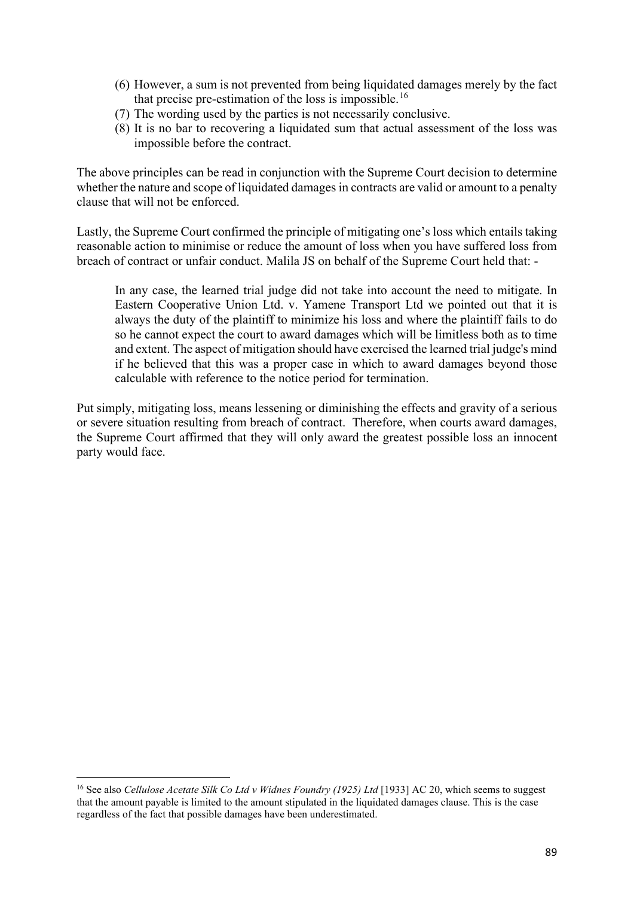(6) However, a sum is not prevented from being liquidated damages merely by the fact that precise pre-estimation of the loss is impossible.[16]

(7) The wording used by the parties is not necessarily conclusive.

(8) It is no bar to recovering a liquidated sum that actual assessment of the loss was impossible before the contract.

The above principles can be read in conjunction with the Supreme Court decision to determine whether the nature and scope of liquidated damages in contracts are valid or amount to a penalty clause that will not be enforced.

Lastly, the Supreme Court confirmed the principle of mitigating one's loss which entails taking reasonable action to minimise or reduce the amount of loss when you have suffered loss from breach of contract or unfair conduct. Malila JS on behalf of the Supreme Court held that: -

> In any case, the learned trial judge did not take into account the need to mitigate. In Eastern Cooperative Union Ltd. v. Yamene Transport Ltd we pointed out that it is always the duty of the plaintiff to minimize his loss and where the plaintiff fails to do so he cannot expect the court to award damages which will be limitless both as to time and extent. The aspect of mitigation should have exercised the learned trial judge's mind if he believed that this was a proper case in which to award damages beyond those calculable with reference to the notice period for termination.

Put simply, mitigating loss, means lessening or diminishing the effects and gravity of a serious or severe situation resulting from breach of contract. Therefore, when courts award damages, the Supreme Court affirmed that they will only award the greatest possible loss an innocent party would face.

---

[16] See also *Cellulose Acetate Silk Co Ltd v Widnes Foundry (1925) Ltd* [1933] AC 20, which seems to suggest that the amount payable is limited to the amount stipulated in the liquidated damages clause. This is the case regardless of the fact that possible damages have been underestimated.